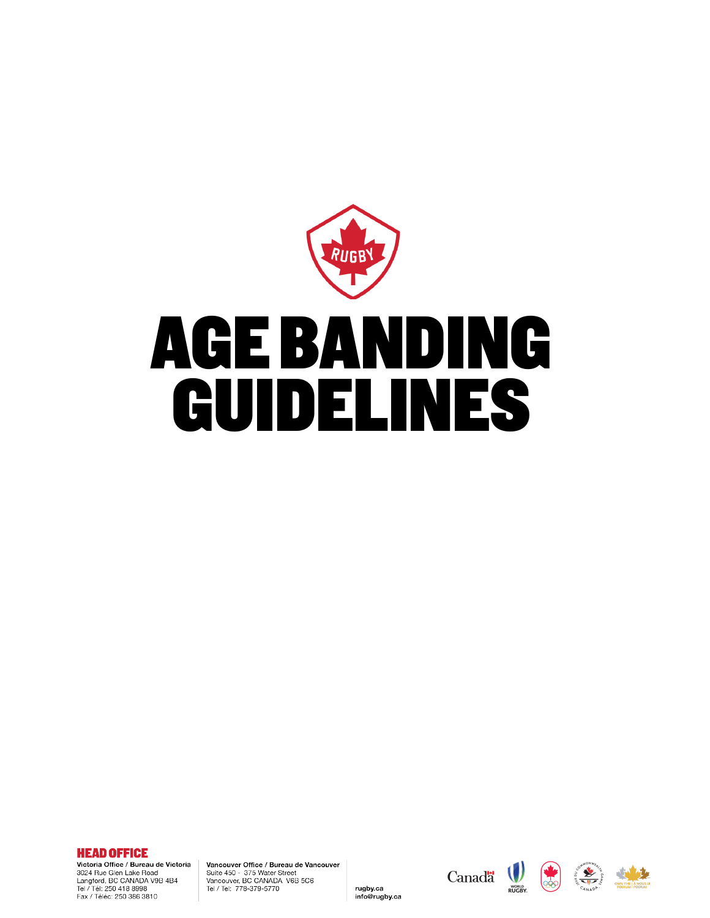# AGE BANDING GUIDELINES

**HEAD OFFICE**

**Victoria Office / Bureau de Victoria**
3024 Rue Glen Lake Road
Langford, BC CANADA V9B 4B4
Tel / Tél: 250 418 8998
Fax / Téléc: 250 386 3810

**Vancouver Office / Bureau de Vancouver**
Suite 450 - 375 Water Street
Vancouver, BC CANADA V6B 5C6
Tel / Tel: 778-379-5770

**rugby.ca**
**info@rugby.ca**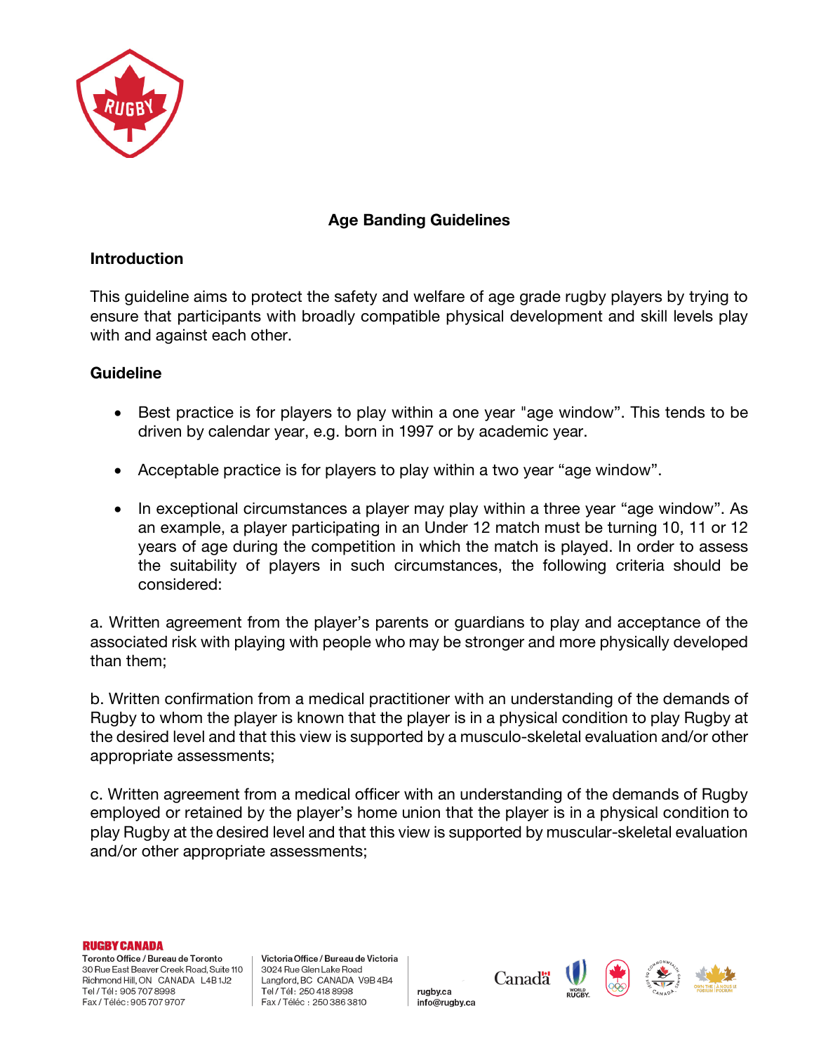## Age Banding Guidelines

### Introduction

This guideline aims to protect the safety and welfare of age grade rugby players by trying to ensure that participants with broadly compatible physical development and skill levels play with and against each other.

### Guideline

- Best practice is for players to play within a one year "age window". This tends to be driven by calendar year, e.g. born in 1997 or by academic year.
- Acceptable practice is for players to play within a two year "age window".
- In exceptional circumstances a player may play within a three year "age window". As an example, a player participating in an Under 12 match must be turning 10, 11 or 12 years of age during the competition in which the match is played. In order to assess the suitability of players in such circumstances, the following criteria should be considered:

a. Written agreement from the player's parents or guardians to play and acceptance of the associated risk with playing with people who may be stronger and more physically developed than them;

b. Written confirmation from a medical practitioner with an understanding of the demands of Rugby to whom the player is known that the player is in a physical condition to play Rugby at the desired level and that this view is supported by a musculo-skeletal evaluation and/or other appropriate assessments;

c. Written agreement from a medical officer with an understanding of the demands of Rugby employed or retained by the player's home union that the player is in a physical condition to play Rugby at the desired level and that this view is supported by muscular-skeletal evaluation and/or other appropriate assessments;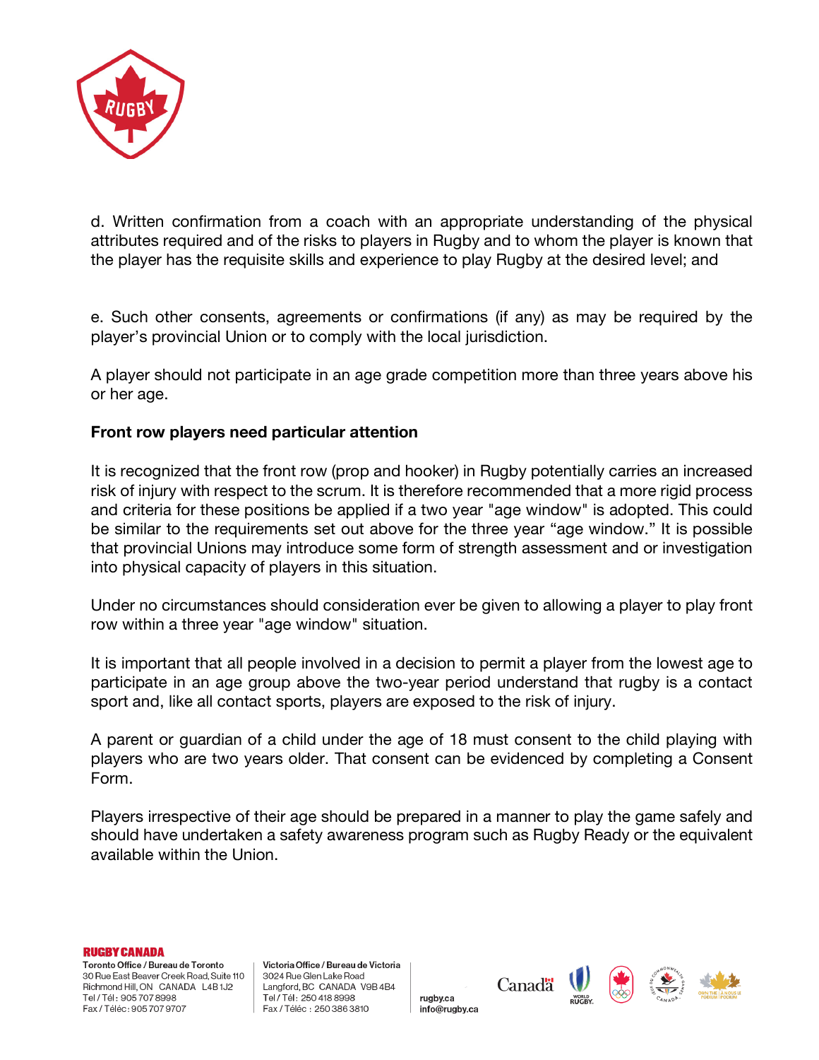d. Written confirmation from a coach with an appropriate understanding of the physical attributes required and of the risks to players in Rugby and to whom the player is known that the player has the requisite skills and experience to play Rugby at the desired level; and

e. Such other consents, agreements or confirmations (if any) as may be required by the player's provincial Union or to comply with the local jurisdiction.

A player should not participate in an age grade competition more than three years above his or her age.

**Front row players need particular attention**

It is recognized that the front row (prop and hooker) in Rugby potentially carries an increased risk of injury with respect to the scrum. It is therefore recommended that a more rigid process and criteria for these positions be applied if a two year "age window" is adopted. This could be similar to the requirements set out above for the three year "age window." It is possible that provincial Unions may introduce some form of strength assessment and or investigation into physical capacity of players in this situation.

Under no circumstances should consideration ever be given to allowing a player to play front row within a three year "age window" situation.

It is important that all people involved in a decision to permit a player from the lowest age to participate in an age group above the two-year period understand that rugby is a contact sport and, like all contact sports, players are exposed to the risk of injury.

A parent or guardian of a child under the age of 18 must consent to the child playing with players who are two years older. That consent can be evidenced by completing a Consent Form.

Players irrespective of their age should be prepared in a manner to play the game safely and should have undertaken a safety awareness program such as Rugby Ready or the equivalent available within the Union.